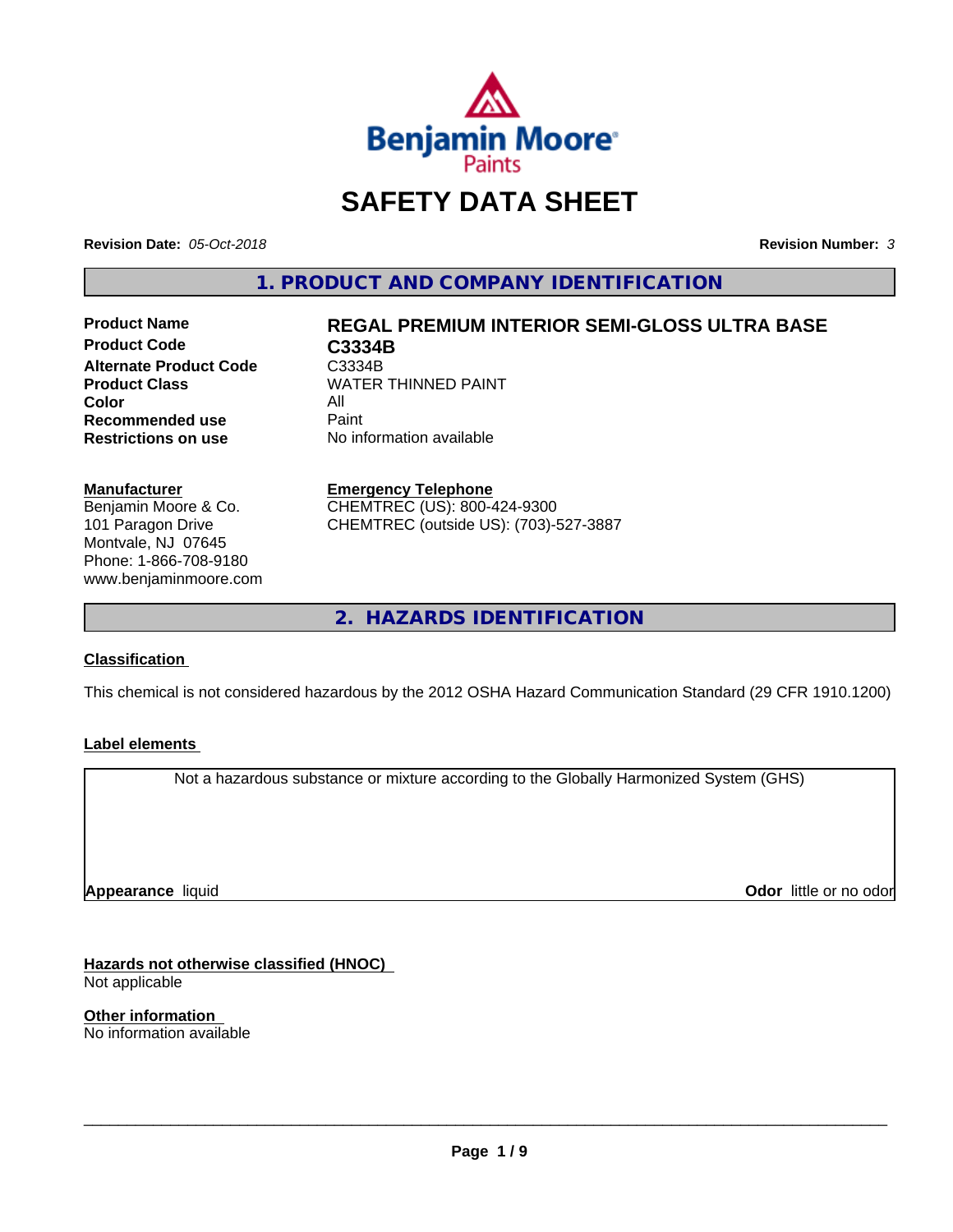Benjamin Moore Paints

# SAFETY DATA SHEET

**Revision Date:** *05-Oct-2018* **Revision Number:** *3*

## 1. PRODUCT AND COMPANY IDENTIFICATION

| | |
|---|---|
| **Product Name** | **REGAL PREMIUM INTERIOR SEMI-GLOSS ULTRA BASE** |
| **Product Code** | **C3334B** |
| **Alternate Product Code** | C3334B |
| **Product Class** | WATER THINNED PAINT |
| **Color** | All |
| **Recommended use** | Paint |
| **Restrictions on use** | No information available |

**Manufacturer**
Benjamin Moore & Co.
101 Paragon Drive
Montvale, NJ 07645
Phone: 1-866-708-9180
www.benjaminmoore.com

**Emergency Telephone**
CHEMTREC (US): 800-424-9300
CHEMTREC (outside US): (703)-527-3887

## 2. HAZARDS IDENTIFICATION

**Classification**

This chemical is not considered hazardous by the 2012 OSHA Hazard Communication Standard (29 CFR 1910.1200)

**Label elements**

Not a hazardous substance or mixture according to the Globally Harmonized System (GHS)

**Appearance** liquid **Odor** little or no odor

**Hazards not otherwise classified (HNOC)**
Not applicable

**Other information**
No information available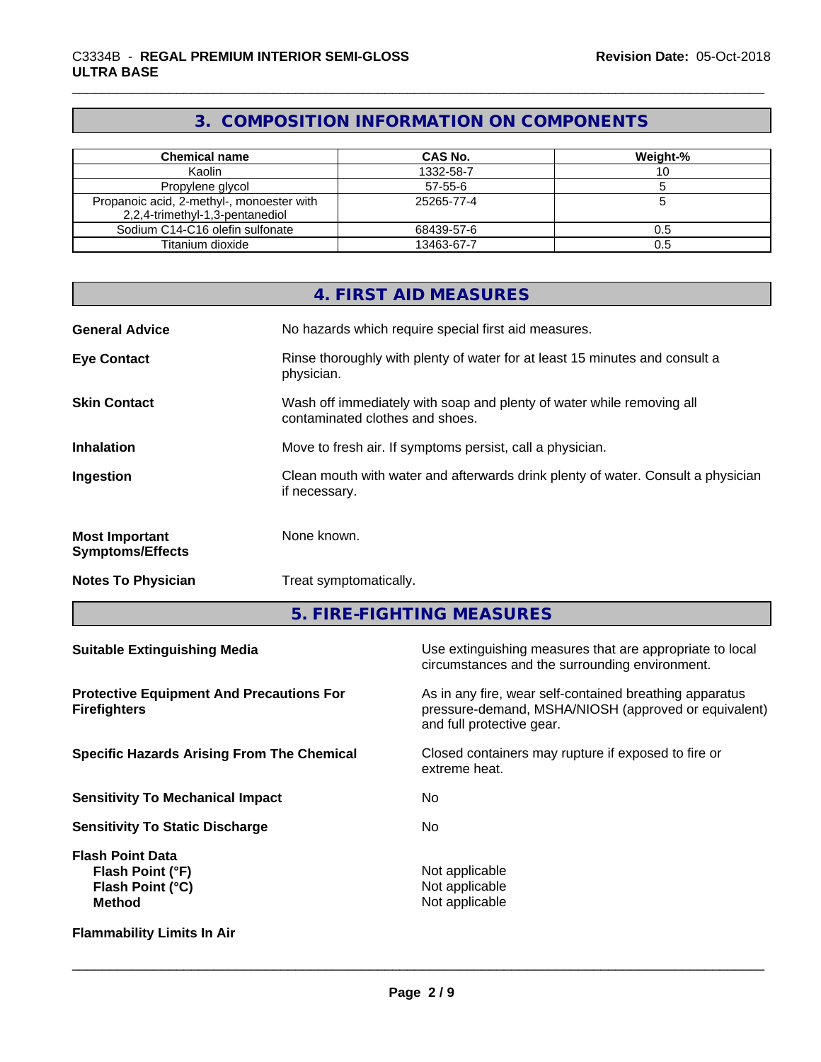## 3. COMPOSITION INFORMATION ON COMPONENTS

| Chemical name | CAS No. | Weight-% |
|---|---|---|
| Kaolin | 1332-58-7 | 10 |
| Propylene glycol | 57-55-6 | 5 |
| Propanoic acid, 2-methyl-, monoester with 2,2,4-trimethyl-1,3-pentanediol | 25265-77-4 | 5 |
| Sodium C14-C16 olefin sulfonate | 68439-57-6 | 0.5 |
| Titanium dioxide | 13463-67-7 | 0.5 |

## 4. FIRST AID MEASURES

**General Advice** No hazards which require special first aid measures.

**Eye Contact** Rinse thoroughly with plenty of water for at least 15 minutes and consult a physician.

**Skin Contact** Wash off immediately with soap and plenty of water while removing all contaminated clothes and shoes.

**Inhalation** Move to fresh air. If symptoms persist, call a physician.

**Ingestion** Clean mouth with water and afterwards drink plenty of water. Consult a physician if necessary.

**Most Important Symptoms/Effects** None known.

**Notes To Physician** Treat symptomatically.

## 5. FIRE-FIGHTING MEASURES

**Suitable Extinguishing Media** Use extinguishing measures that are appropriate to local circumstances and the surrounding environment.

**Protective Equipment And Precautions For Firefighters** As in any fire, wear self-contained breathing apparatus pressure-demand, MSHA/NIOSH (approved or equivalent) and full protective gear.

**Specific Hazards Arising From The Chemical** Closed containers may rupture if exposed to fire or extreme heat.

**Sensitivity To Mechanical Impact** No

**Sensitivity To Static Discharge** No

**Flash Point Data**
**Flash Point (°F)** Not applicable
**Flash Point (°C)** Not applicable
**Method** Not applicable

**Flammability Limits In Air**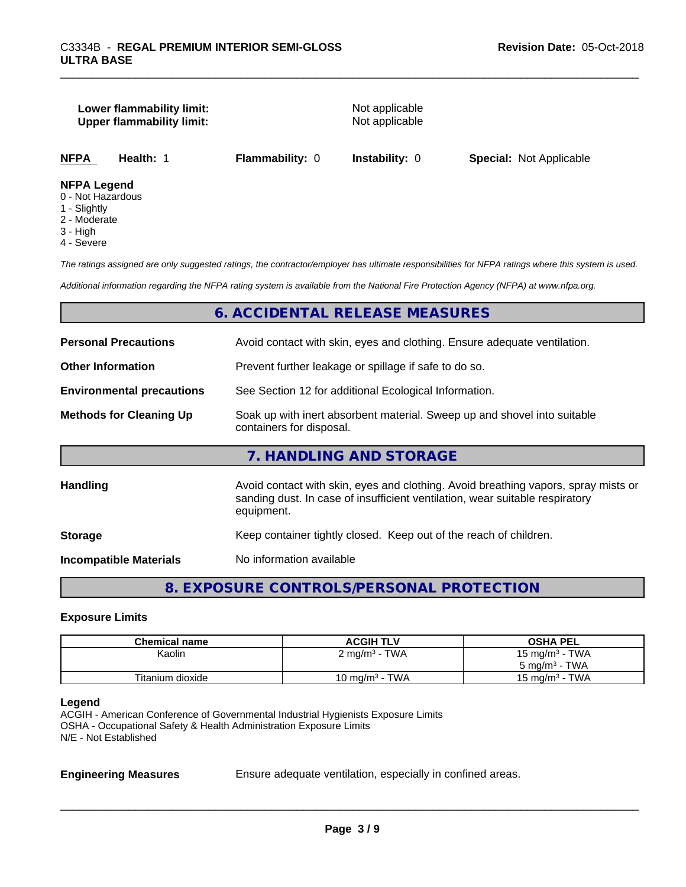**Lower flammability limit:** Not applicable
**Upper flammability limit:** Not applicable

| NFPA | Health: 1 | Flammability: 0 | Instability: 0 | Special: Not Applicable |
|---|---|---|---|---|

**NFPA Legend**
0 - Not Hazardous
1 - Slightly
2 - Moderate
3 - High
4 - Severe

*The ratings assigned are only suggested ratings, the contractor/employer has ultimate responsibilities for NFPA ratings where this system is used.*

*Additional information regarding the NFPA rating system is available from the National Fire Protection Agency (NFPA) at www.nfpa.org.*

## 6. ACCIDENTAL RELEASE MEASURES

**Personal Precautions** Avoid contact with skin, eyes and clothing. Ensure adequate ventilation.

**Other Information** Prevent further leakage or spillage if safe to do so.

**Environmental precautions** See Section 12 for additional Ecological Information.

**Methods for Cleaning Up** Soak up with inert absorbent material. Sweep up and shovel into suitable containers for disposal.

## 7. HANDLING AND STORAGE

**Handling** Avoid contact with skin, eyes and clothing. Avoid breathing vapors, spray mists or sanding dust. In case of insufficient ventilation, wear suitable respiratory equipment.

**Storage** Keep container tightly closed. Keep out of the reach of children.

**Incompatible Materials** No information available

## 8. EXPOSURE CONTROLS/PERSONAL PROTECTION

### Exposure Limits

| Chemical name | ACGIH TLV | OSHA PEL |
|---|---|---|
| Kaolin | 2 mg/m³ - TWA | 15 mg/m³ - TWA<br>5 mg/m³ - TWA |
| Titanium dioxide | 10 mg/m³ - TWA | 15 mg/m³ - TWA |

**Legend**
ACGIH - American Conference of Governmental Industrial Hygienists Exposure Limits
OSHA - Occupational Safety & Health Administration Exposure Limits
N/E - Not Established

**Engineering Measures** Ensure adequate ventilation, especially in confined areas.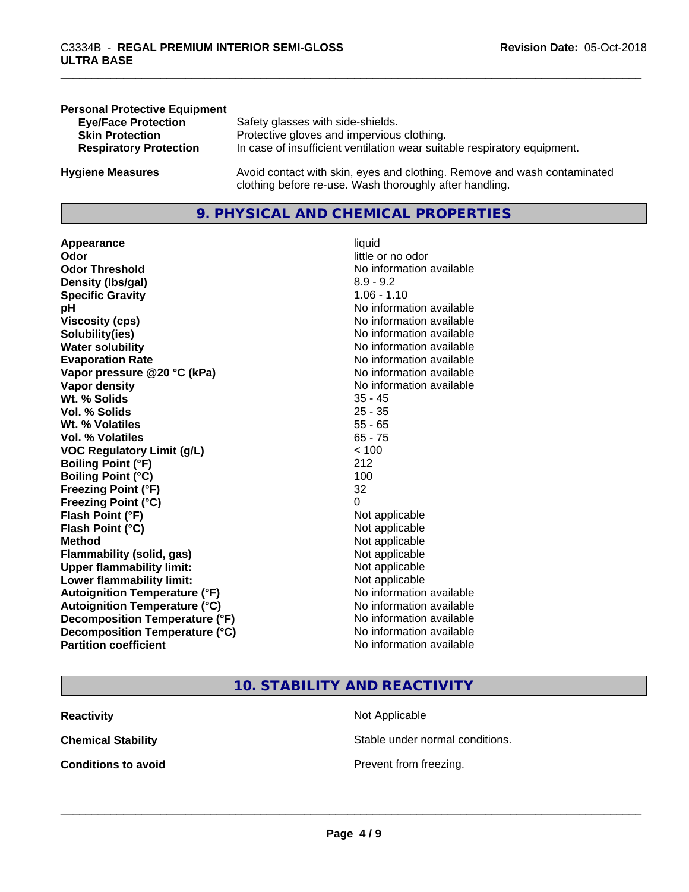**Personal Protective Equipment**

| | |
|---|---|
| **Eye/Face Protection** | Safety glasses with side-shields. |
| **Skin Protection** | Protective gloves and impervious clothing. |
| **Respiratory Protection** | In case of insufficient ventilation wear suitable respiratory equipment. |

**Hygiene Measures** — Avoid contact with skin, eyes and clothing. Remove and wash contaminated clothing before re-use. Wash thoroughly after handling.

## 9. PHYSICAL AND CHEMICAL PROPERTIES

| | |
|---|---|
| **Appearance** | liquid |
| **Odor** | little or no odor |
| **Odor Threshold** | No information available |
| **Density (lbs/gal)** | 8.9 - 9.2 |
| **Specific Gravity** | 1.06 - 1.10 |
| **pH** | No information available |
| **Viscosity (cps)** | No information available |
| **Solubility(ies)** | No information available |
| **Water solubility** | No information available |
| **Evaporation Rate** | No information available |
| **Vapor pressure @20 °C (kPa)** | No information available |
| **Vapor density** | No information available |
| **Wt. % Solids** | 35 - 45 |
| **Vol. % Solids** | 25 - 35 |
| **Wt. % Volatiles** | 55 - 65 |
| **Vol. % Volatiles** | 65 - 75 |
| **VOC Regulatory Limit (g/L)** | < 100 |
| **Boiling Point (°F)** | 212 |
| **Boiling Point (°C)** | 100 |
| **Freezing Point (°F)** | 32 |
| **Freezing Point (°C)** | 0 |
| **Flash Point (°F)** | Not applicable |
| **Flash Point (°C)** | Not applicable |
| **Method** | Not applicable |
| **Flammability (solid, gas)** | Not applicable |
| **Upper flammability limit:** | Not applicable |
| **Lower flammability limit:** | Not applicable |
| **Autoignition Temperature (°F)** | No information available |
| **Autoignition Temperature (°C)** | No information available |
| **Decomposition Temperature (°F)** | No information available |
| **Decomposition Temperature (°C)** | No information available |
| **Partition coefficient** | No information available |

## 10. STABILITY AND REACTIVITY

| | |
|---|---|
| **Reactivity** | Not Applicable |
| **Chemical Stability** | Stable under normal conditions. |
| **Conditions to avoid** | Prevent from freezing. |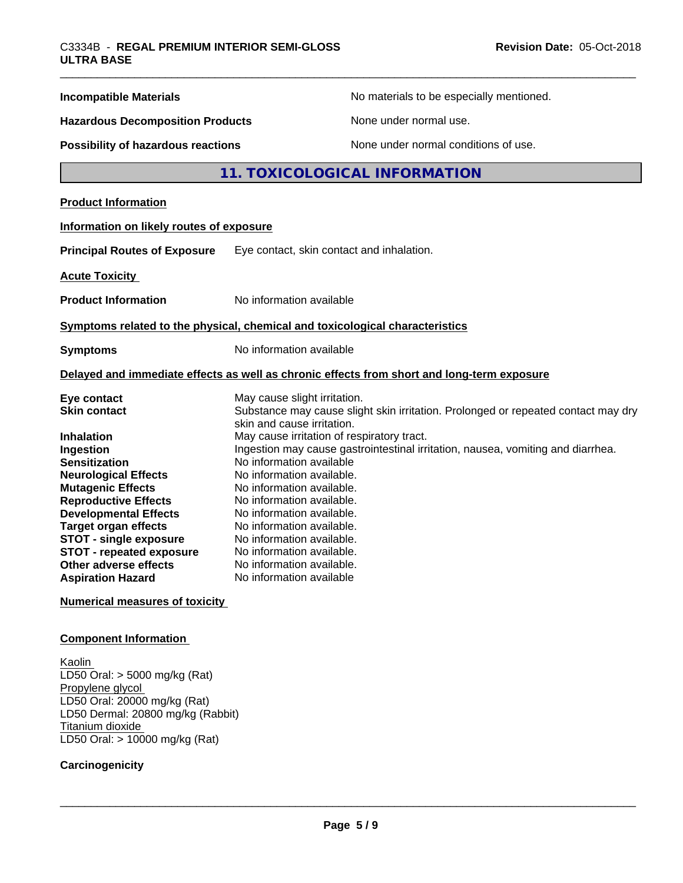| | |
|---|---|
| **Incompatible Materials** | No materials to be especially mentioned. |
| **Hazardous Decomposition Products** | None under normal use. |
| **Possibility of hazardous reactions** | None under normal conditions of use. |

## 11. TOXICOLOGICAL INFORMATION

**Product Information**

**Information on likely routes of exposure**

**Principal Routes of Exposure** Eye contact, skin contact and inhalation.

**Acute Toxicity**

**Product Information** No information available

**Symptoms related to the physical, chemical and toxicological characteristics**

**Symptoms** No information available

**Delayed and immediate effects as well as chronic effects from short and long-term exposure**

| | |
|---|---|
| **Eye contact** | May cause slight irritation. |
| **Skin contact** | Substance may cause slight skin irritation. Prolonged or repeated contact may dry skin and cause irritation. |
| **Inhalation** | May cause irritation of respiratory tract. |
| **Ingestion** | Ingestion may cause gastrointestinal irritation, nausea, vomiting and diarrhea. |
| **Sensitization** | No information available |
| **Neurological Effects** | No information available. |
| **Mutagenic Effects** | No information available. |
| **Reproductive Effects** | No information available. |
| **Developmental Effects** | No information available. |
| **Target organ effects** | No information available. |
| **STOT - single exposure** | No information available. |
| **STOT - repeated exposure** | No information available. |
| **Other adverse effects** | No information available. |
| **Aspiration Hazard** | No information available |

**Numerical measures of toxicity**

**Component Information**

Kaolin
LD50 Oral: > 5000 mg/kg (Rat)
Propylene glycol
LD50 Oral: 20000 mg/kg (Rat)
LD50 Dermal: 20800 mg/kg (Rabbit)
Titanium dioxide
LD50 Oral: > 10000 mg/kg (Rat)

**Carcinogenicity**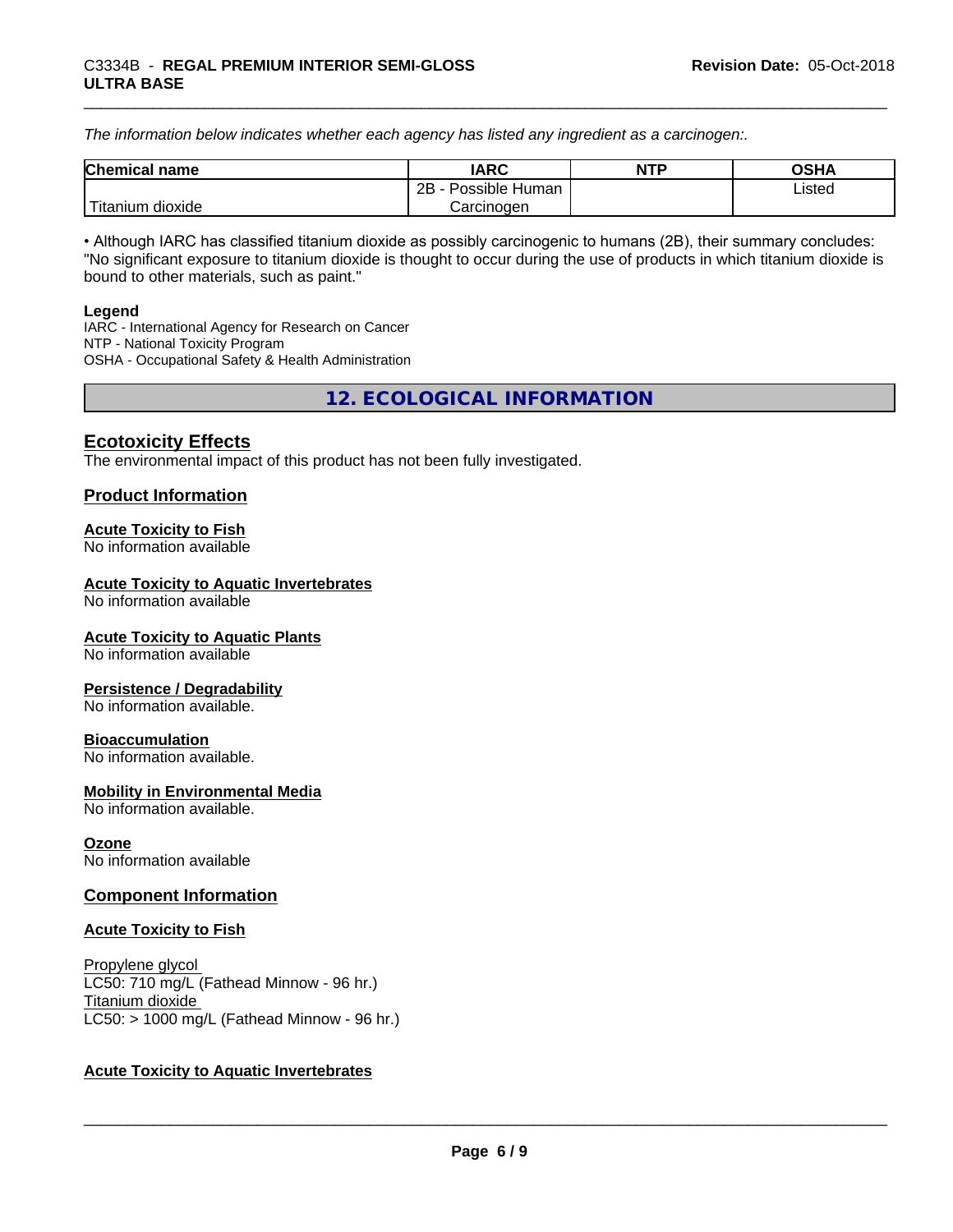*The information below indicates whether each agency has listed any ingredient as a carcinogen:.*

| Chemical name | IARC | NTP | OSHA |
|---|---|---|---|
| Titanium dioxide | 2B - Possible Human Carcinogen | | Listed |

• Although IARC has classified titanium dioxide as possibly carcinogenic to humans (2B), their summary concludes: "No significant exposure to titanium dioxide is thought to occur during the use of products in which titanium dioxide is bound to other materials, such as paint."

**Legend**
IARC - International Agency for Research on Cancer
NTP - National Toxicity Program
OSHA - Occupational Safety & Health Administration

## 12. ECOLOGICAL INFORMATION

### Ecotoxicity Effects

The environmental impact of this product has not been fully investigated.

### Product Information

**Acute Toxicity to Fish**
No information available

**Acute Toxicity to Aquatic Invertebrates**
No information available

**Acute Toxicity to Aquatic Plants**
No information available

**Persistence / Degradability**
No information available.

**Bioaccumulation**
No information available.

**Mobility in Environmental Media**
No information available.

**Ozone**
No information available

### Component Information

**Acute Toxicity to Fish**

Propylene glycol
LC50: 710 mg/L (Fathead Minnow - 96 hr.)
Titanium dioxide
LC50: > 1000 mg/L (Fathead Minnow - 96 hr.)

**Acute Toxicity to Aquatic Invertebrates**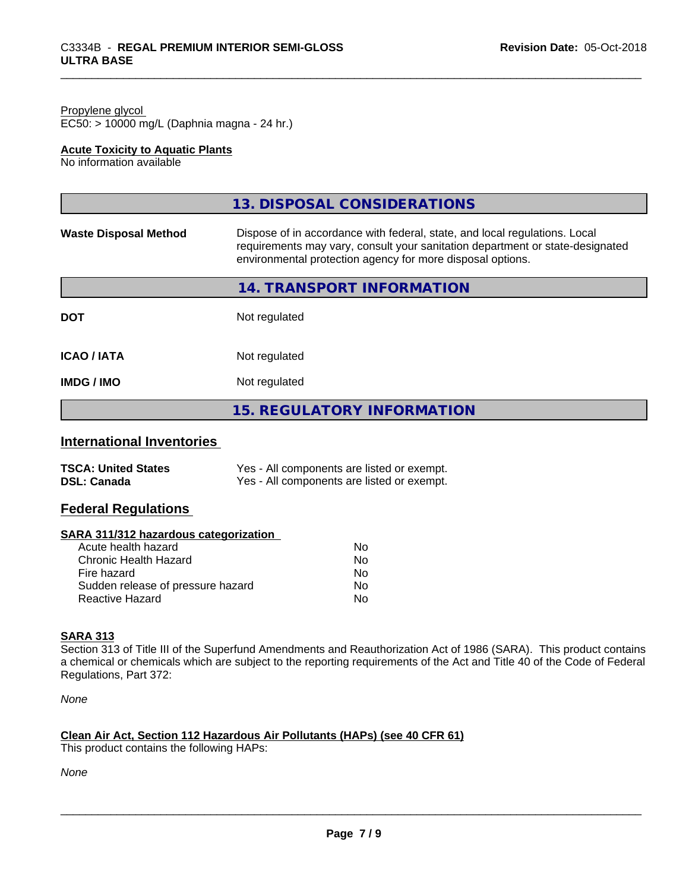Propylene glycol
EC50: > 10000 mg/L (Daphnia magna - 24 hr.)

**Acute Toxicity to Aquatic Plants**
No information available

## 13. DISPOSAL CONSIDERATIONS

| | |
|---|---|
| **Waste Disposal Method** | Dispose of in accordance with federal, state, and local regulations. Local requirements may vary, consult your sanitation department or state-designated environmental protection agency for more disposal options. |

## 14. TRANSPORT INFORMATION

| | |
|---|---|
| **DOT** | Not regulated |
| **ICAO / IATA** | Not regulated |
| **IMDG / IMO** | Not regulated |

## 15. REGULATORY INFORMATION

### International Inventories

| | |
|---|---|
| **TSCA: United States** | Yes - All components are listed or exempt. |
| **DSL: Canada** | Yes - All components are listed or exempt. |

### Federal Regulations

**SARA 311/312 hazardous categorization**

| | |
|---|---|
| Acute health hazard | No |
| Chronic Health Hazard | No |
| Fire hazard | No |
| Sudden release of pressure hazard | No |
| Reactive Hazard | No |

**SARA 313**
Section 313 of Title III of the Superfund Amendments and Reauthorization Act of 1986 (SARA). This product contains a chemical or chemicals which are subject to the reporting requirements of the Act and Title 40 of the Code of Federal Regulations, Part 372:

*None*

**Clean Air Act, Section 112 Hazardous Air Pollutants (HAPs) (see 40 CFR 61)**
This product contains the following HAPs:

*None*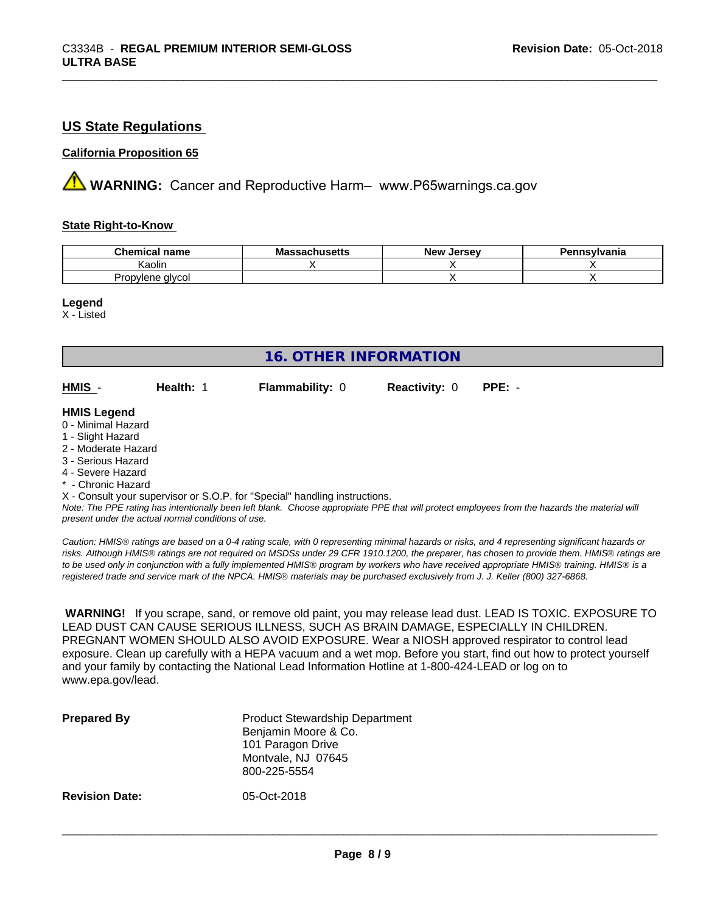## US State Regulations

### California Proposition 65

⚠ **WARNING:** Cancer and Reproductive Harm– www.P65warnings.ca.gov

### State Right-to-Know

| Chemical name | Massachusetts | New Jersey | Pennsylvania |
|---|---|---|---|
| Kaolin | X | X | X |
| Propylene glycol | | X | X |

**Legend**
X - Listed

## 16. OTHER INFORMATION

**HMIS** - **Health:** 1 **Flammability:** 0 **Reactivity:** 0 **PPE:** -

**HMIS Legend**
0 - Minimal Hazard
1 - Slight Hazard
2 - Moderate Hazard
3 - Serious Hazard
4 - Severe Hazard
* - Chronic Hazard
X - Consult your supervisor or S.O.P. for "Special" handling instructions.

*Note: The PPE rating has intentionally been left blank. Choose appropriate PPE that will protect employees from the hazards the material will present under the actual normal conditions of use.*

*Caution: HMIS® ratings are based on a 0-4 rating scale, with 0 representing minimal hazards or risks, and 4 representing significant hazards or risks. Although HMIS® ratings are not required on MSDSs under 29 CFR 1910.1200, the preparer, has chosen to provide them. HMIS® ratings are to be used only in conjunction with a fully implemented HMIS® program by workers who have received appropriate HMIS® training. HMIS® is a registered trade and service mark of the NPCA. HMIS® materials may be purchased exclusively from J. J. Keller (800) 327-6868.*

**WARNING!** If you scrape, sand, or remove old paint, you may release lead dust. LEAD IS TOXIC. EXPOSURE TO LEAD DUST CAN CAUSE SERIOUS ILLNESS, SUCH AS BRAIN DAMAGE, ESPECIALLY IN CHILDREN. PREGNANT WOMEN SHOULD ALSO AVOID EXPOSURE. Wear a NIOSH approved respirator to control lead exposure. Clean up carefully with a HEPA vacuum and a wet mop. Before you start, find out how to protect yourself and your family by contacting the National Lead Information Hotline at 1-800-424-LEAD or log on to www.epa.gov/lead.

**Prepared By** Product Stewardship Department
Benjamin Moore & Co.
101 Paragon Drive
Montvale, NJ 07645
800-225-5554

**Revision Date:** 05-Oct-2018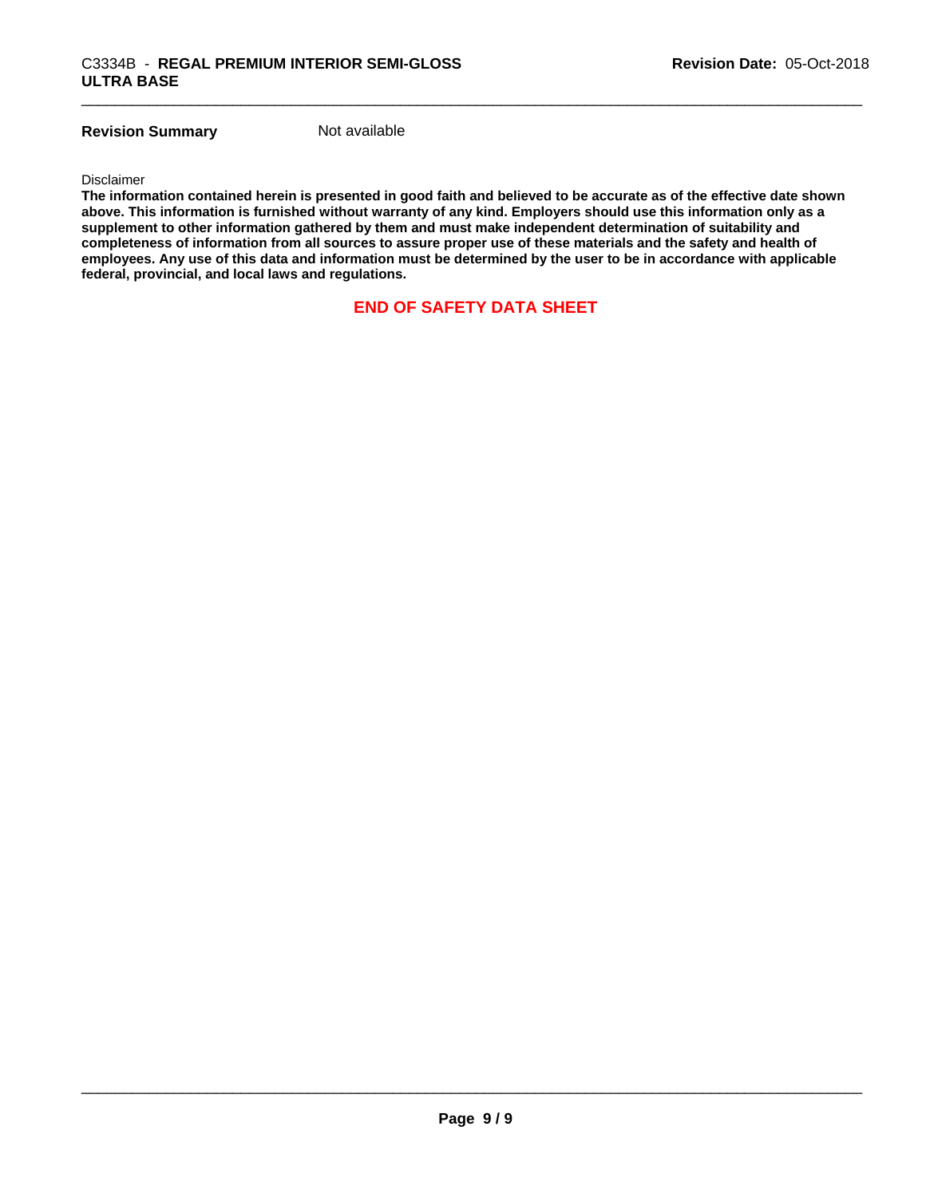**Revision Summary** Not available

Disclaimer

**The information contained herein is presented in good faith and believed to be accurate as of the effective date shown above. This information is furnished without warranty of any kind. Employers should use this information only as a supplement to other information gathered by them and must make independent determination of suitability and completeness of information from all sources to assure proper use of these materials and the safety and health of employees. Any use of this data and information must be determined by the user to be in accordance with applicable federal, provincial, and local laws and regulations.**

**END OF SAFETY DATA SHEET**